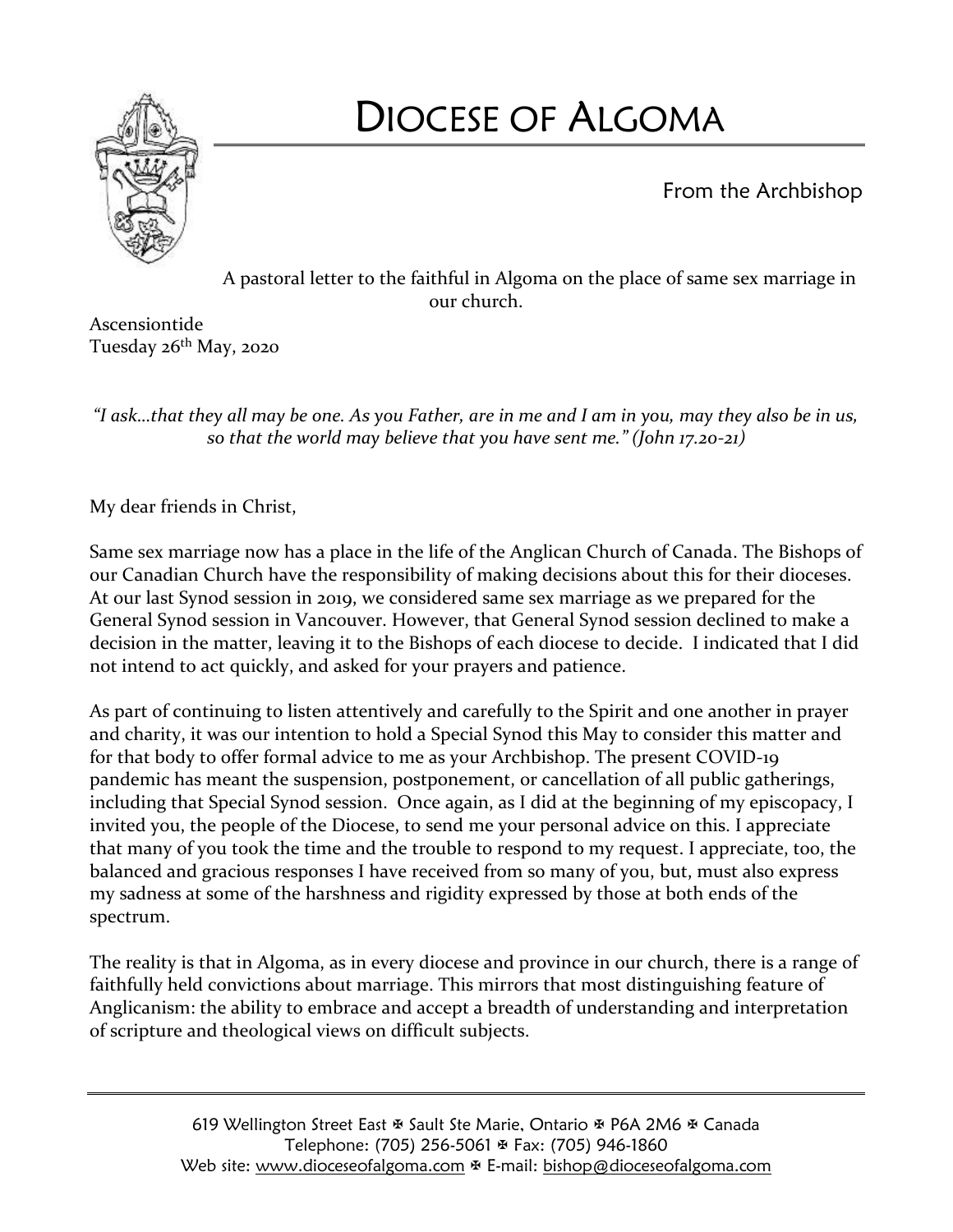# DIOCESE OF ALGOMA

From the Archbishop

A pastoral letter to the faithful in Algoma on the place of same sex marriage in our church.

Ascensiontide
Tuesday 26th May, 2020

*"I ask…that they all may be one. As you Father, are in me and I am in you, may they also be in us, so that the world may believe that you have sent me." (John 17.20-21)*

My dear friends in Christ,

Same sex marriage now has a place in the life of the Anglican Church of Canada. The Bishops of our Canadian Church have the responsibility of making decisions about this for their dioceses. At our last Synod session in 2019, we considered same sex marriage as we prepared for the General Synod session in Vancouver. However, that General Synod session declined to make a decision in the matter, leaving it to the Bishops of each diocese to decide. I indicated that I did not intend to act quickly, and asked for your prayers and patience.

As part of continuing to listen attentively and carefully to the Spirit and one another in prayer and charity, it was our intention to hold a Special Synod this May to consider this matter and for that body to offer formal advice to me as your Archbishop. The present COVID-19 pandemic has meant the suspension, postponement, or cancellation of all public gatherings, including that Special Synod session. Once again, as I did at the beginning of my episcopacy, I invited you, the people of the Diocese, to send me your personal advice on this. I appreciate that many of you took the time and the trouble to respond to my request. I appreciate, too, the balanced and gracious responses I have received from so many of you, but, must also express my sadness at some of the harshness and rigidity expressed by those at both ends of the spectrum.

The reality is that in Algoma, as in every diocese and province in our church, there is a range of faithfully held convictions about marriage. This mirrors that most distinguishing feature of Anglicanism: the ability to embrace and accept a breadth of understanding and interpretation of scripture and theological views on difficult subjects.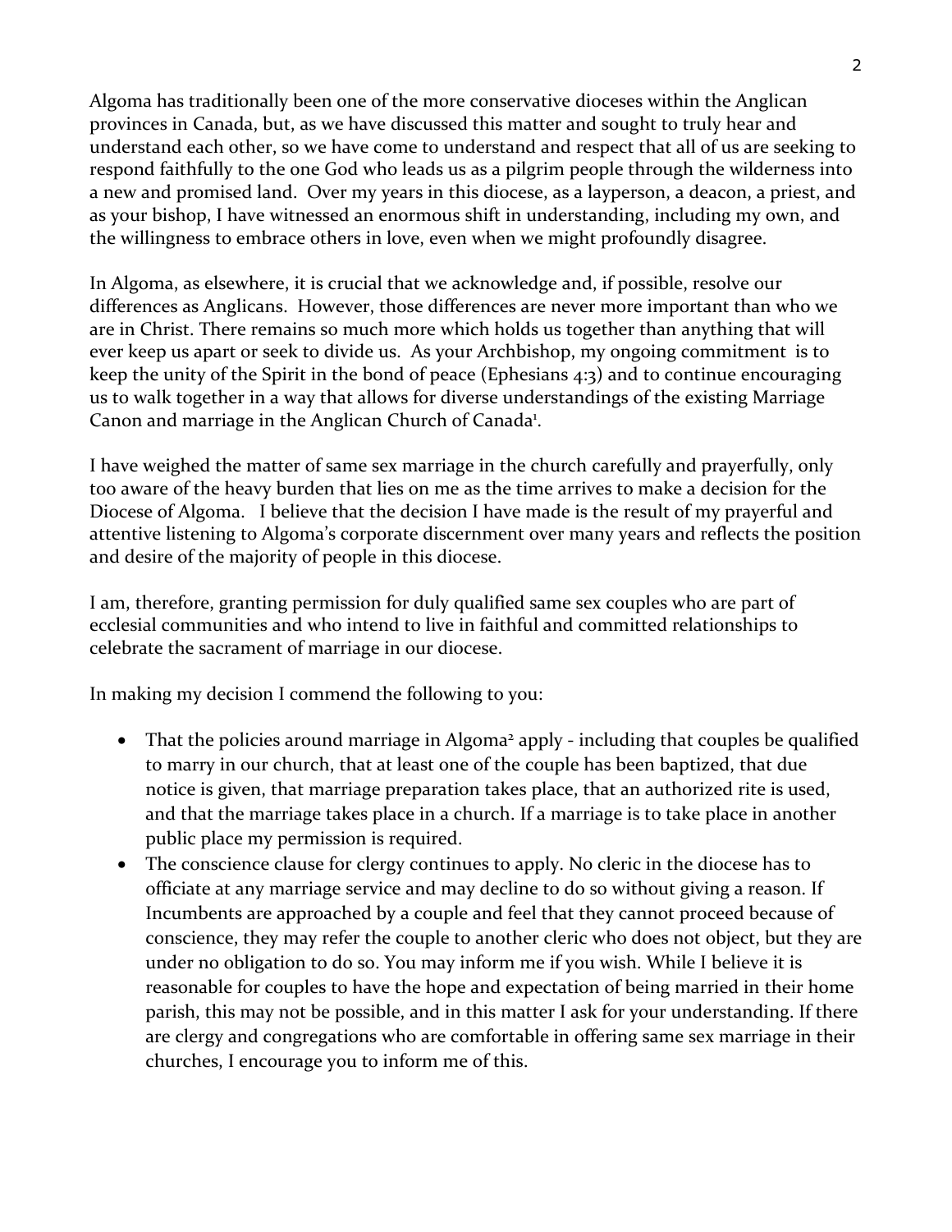Algoma has traditionally been one of the more conservative dioceses within the Anglican provinces in Canada, but, as we have discussed this matter and sought to truly hear and understand each other, so we have come to understand and respect that all of us are seeking to respond faithfully to the one God who leads us as a pilgrim people through the wilderness into a new and promised land. Over my years in this diocese, as a layperson, a deacon, a priest, and as your bishop, I have witnessed an enormous shift in understanding, including my own, and the willingness to embrace others in love, even when we might profoundly disagree.

In Algoma, as elsewhere, it is crucial that we acknowledge and, if possible, resolve our differences as Anglicans. However, those differences are never more important than who we are in Christ. There remains so much more which holds us together than anything that will ever keep us apart or seek to divide us. As your Archbishop, my ongoing commitment is to keep the unity of the Spirit in the bond of peace (Ephesians 4:3) and to continue encouraging us to walk together in a way that allows for diverse understandings of the existing Marriage Canon and marriage in the Anglican Church of Canada[1].

I have weighed the matter of same sex marriage in the church carefully and prayerfully, only too aware of the heavy burden that lies on me as the time arrives to make a decision for the Diocese of Algoma. I believe that the decision I have made is the result of my prayerful and attentive listening to Algoma's corporate discernment over many years and reflects the position and desire of the majority of people in this diocese.

I am, therefore, granting permission for duly qualified same sex couples who are part of ecclesial communities and who intend to live in faithful and committed relationships to celebrate the sacrament of marriage in our diocese.

In making my decision I commend the following to you:

- That the policies around marriage in Algoma[2] apply - including that couples be qualified to marry in our church, that at least one of the couple has been baptized, that due notice is given, that marriage preparation takes place, that an authorized rite is used, and that the marriage takes place in a church. If a marriage is to take place in another public place my permission is required.
- The conscience clause for clergy continues to apply. No cleric in the diocese has to officiate at any marriage service and may decline to do so without giving a reason. If Incumbents are approached by a couple and feel that they cannot proceed because of conscience, they may refer the couple to another cleric who does not object, but they are under no obligation to do so. You may inform me if you wish. While I believe it is reasonable for couples to have the hope and expectation of being married in their home parish, this may not be possible, and in this matter I ask for your understanding. If there are clergy and congregations who are comfortable in offering same sex marriage in their churches, I encourage you to inform me of this.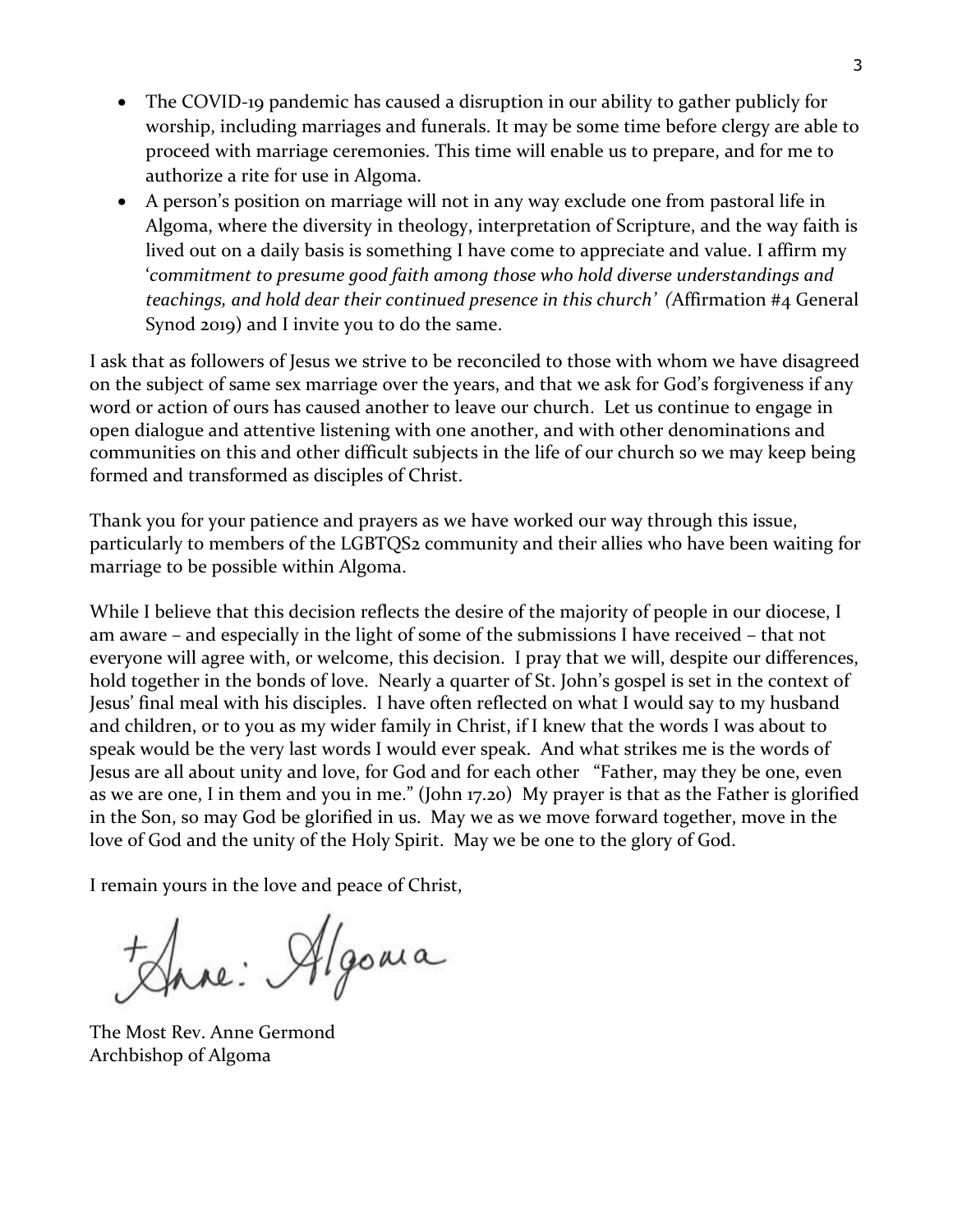- The COVID-19 pandemic has caused a disruption in our ability to gather publicly for worship, including marriages and funerals. It may be some time before clergy are able to proceed with marriage ceremonies. This time will enable us to prepare, and for me to authorize a rite for use in Algoma.
- A person's position on marriage will not in any way exclude one from pastoral life in Algoma, where the diversity in theology, interpretation of Scripture, and the way faith is lived out on a daily basis is something I have come to appreciate and value. I affirm my '*commitment to presume good faith among those who hold diverse understandings and teachings, and hold dear their continued presence in this church' (*Affirmation #4 General Synod 2019) and I invite you to do the same.

I ask that as followers of Jesus we strive to be reconciled to those with whom we have disagreed on the subject of same sex marriage over the years, and that we ask for God's forgiveness if any word or action of ours has caused another to leave our church. Let us continue to engage in open dialogue and attentive listening with one another, and with other denominations and communities on this and other difficult subjects in the life of our church so we may keep being formed and transformed as disciples of Christ.

Thank you for your patience and prayers as we have worked our way through this issue, particularly to members of the LGBTQS2 community and their allies who have been waiting for marriage to be possible within Algoma.

While I believe that this decision reflects the desire of the majority of people in our diocese, I am aware – and especially in the light of some of the submissions I have received – that not everyone will agree with, or welcome, this decision. I pray that we will, despite our differences, hold together in the bonds of love. Nearly a quarter of St. John's gospel is set in the context of Jesus' final meal with his disciples. I have often reflected on what I would say to my husband and children, or to you as my wider family in Christ, if I knew that the words I was about to speak would be the very last words I would ever speak. And what strikes me is the words of Jesus are all about unity and love, for God and for each other "Father, may they be one, even as we are one, I in them and you in me." (John 17.20) My prayer is that as the Father is glorified in the Son, so may God be glorified in us. May we as we move forward together, move in the love of God and the unity of the Holy Spirit. May we be one to the glory of God.

I remain yours in the love and peace of Christ,

+Anne: Algoma

The Most Rev. Anne Germond
Archbishop of Algoma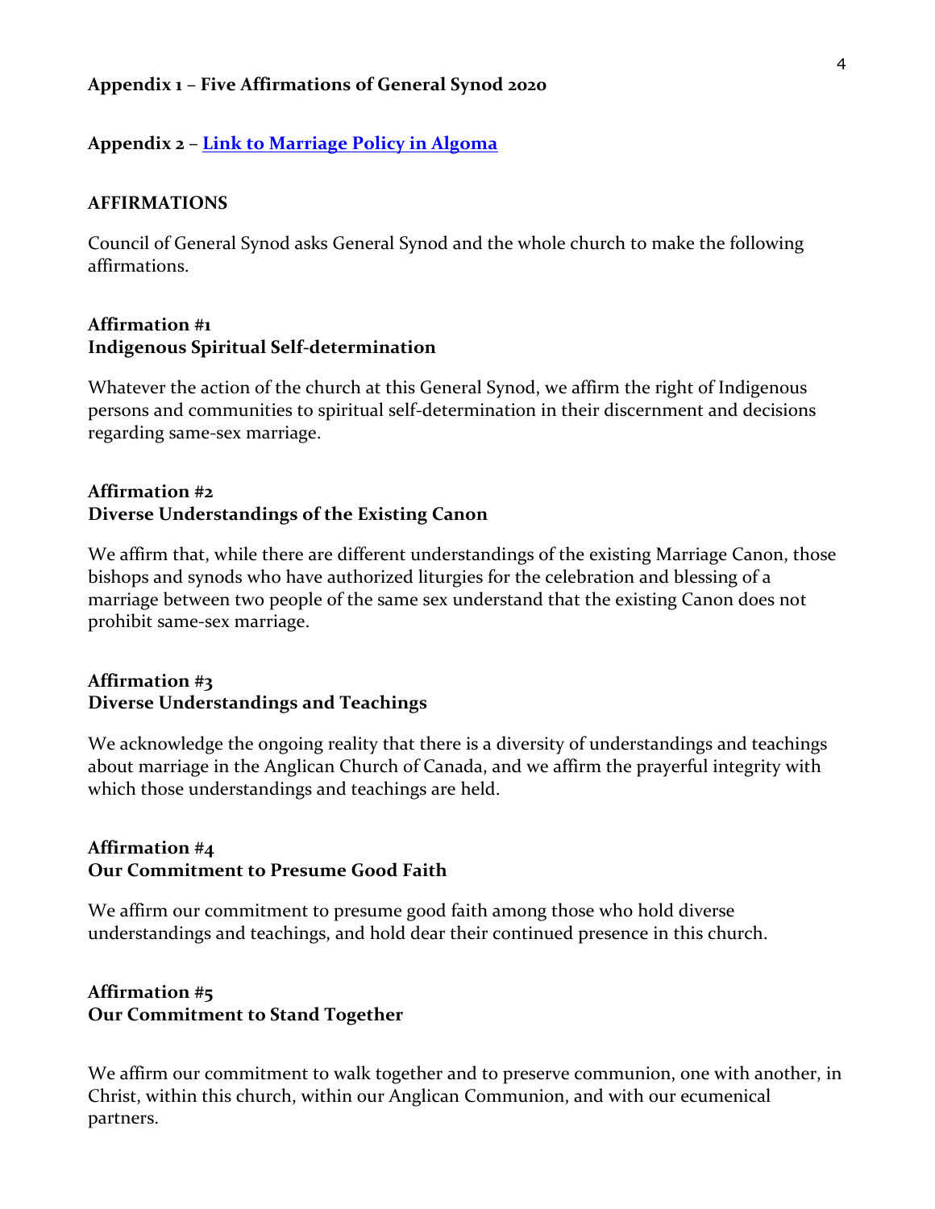**Appendix 1 – Five Affirmations of General Synod 2020**

**Appendix 2 – Link to Marriage Policy in Algoma**

**AFFIRMATIONS**

Council of General Synod asks General Synod and the whole church to make the following affirmations.

**Affirmation #1**
**Indigenous Spiritual Self-determination**

Whatever the action of the church at this General Synod, we affirm the right of Indigenous persons and communities to spiritual self-determination in their discernment and decisions regarding same-sex marriage.

**Affirmation #2**
**Diverse Understandings of the Existing Canon**

We affirm that, while there are different understandings of the existing Marriage Canon, those bishops and synods who have authorized liturgies for the celebration and blessing of a marriage between two people of the same sex understand that the existing Canon does not prohibit same-sex marriage.

**Affirmation #3**
**Diverse Understandings and Teachings**

We acknowledge the ongoing reality that there is a diversity of understandings and teachings about marriage in the Anglican Church of Canada, and we affirm the prayerful integrity with which those understandings and teachings are held.

**Affirmation #4**
**Our Commitment to Presume Good Faith**

We affirm our commitment to presume good faith among those who hold diverse understandings and teachings, and hold dear their continued presence in this church.

**Affirmation #5**
**Our Commitment to Stand Together**

We affirm our commitment to walk together and to preserve communion, one with another, in Christ, within this church, within our Anglican Communion, and with our ecumenical partners.